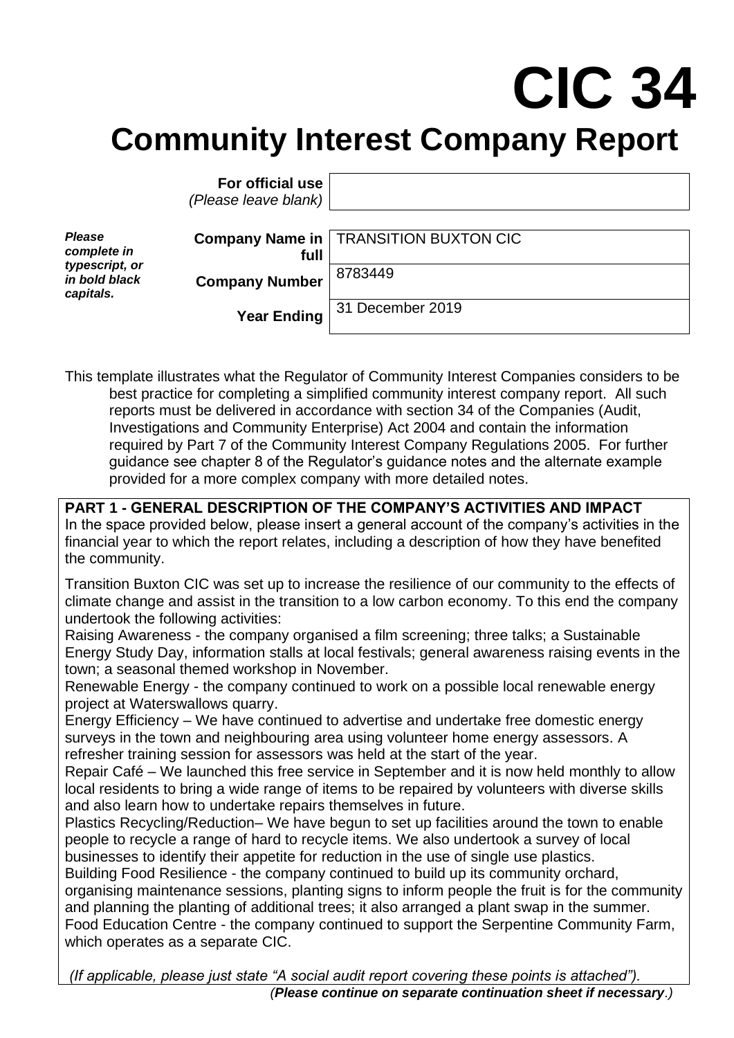# CIC 34

## Community Interest Company Report

| | |
|---|---|
| **For official use** *(Please leave blank)* | |
| **Company Name in full** | TRANSITION BUXTON CIC |
| **Company Number** | 8783449 |
| **Year Ending** | 31 December 2019 |

***Please complete in typescript, or in bold black capitals.***

This template illustrates what the Regulator of Community Interest Companies considers to be best practice for completing a simplified community interest company report. All such reports must be delivered in accordance with section 34 of the Companies (Audit, Investigations and Community Enterprise) Act 2004 and contain the information required by Part 7 of the Community Interest Company Regulations 2005. For further guidance see chapter 8 of the Regulator's guidance notes and the alternate example provided for a more complex company with more detailed notes.

**PART 1 - GENERAL DESCRIPTION OF THE COMPANY'S ACTIVITIES AND IMPACT**

In the space provided below, please insert a general account of the company's activities in the financial year to which the report relates, including a description of how they have benefited the community.

Transition Buxton CIC was set up to increase the resilience of our community to the effects of climate change and assist in the transition to a low carbon economy. To this end the company undertook the following activities:

Raising Awareness - the company organised a film screening; three talks; a Sustainable Energy Study Day, information stalls at local festivals; general awareness raising events in the town; a seasonal themed workshop in November.

Renewable Energy - the company continued to work on a possible local renewable energy project at Waterswallows quarry.

Energy Efficiency – We have continued to advertise and undertake free domestic energy surveys in the town and neighbouring area using volunteer home energy assessors. A refresher training session for assessors was held at the start of the year.

Repair Café – We launched this free service in September and it is now held monthly to allow local residents to bring a wide range of items to be repaired by volunteers with diverse skills and also learn how to undertake repairs themselves in future.

Plastics Recycling/Reduction– We have begun to set up facilities around the town to enable people to recycle a range of hard to recycle items. We also undertook a survey of local businesses to identify their appetite for reduction in the use of single use plastics.

Building Food Resilience - the company continued to build up its community orchard, organising maintenance sessions, planting signs to inform people the fruit is for the community and planning the planting of additional trees; it also arranged a plant swap in the summer.

Food Education Centre - the company continued to support the Serpentine Community Farm, which operates as a separate CIC.

*(If applicable, please just state "A social audit report covering these points is attached").*

*(**Please continue on separate continuation sheet if necessary**.)*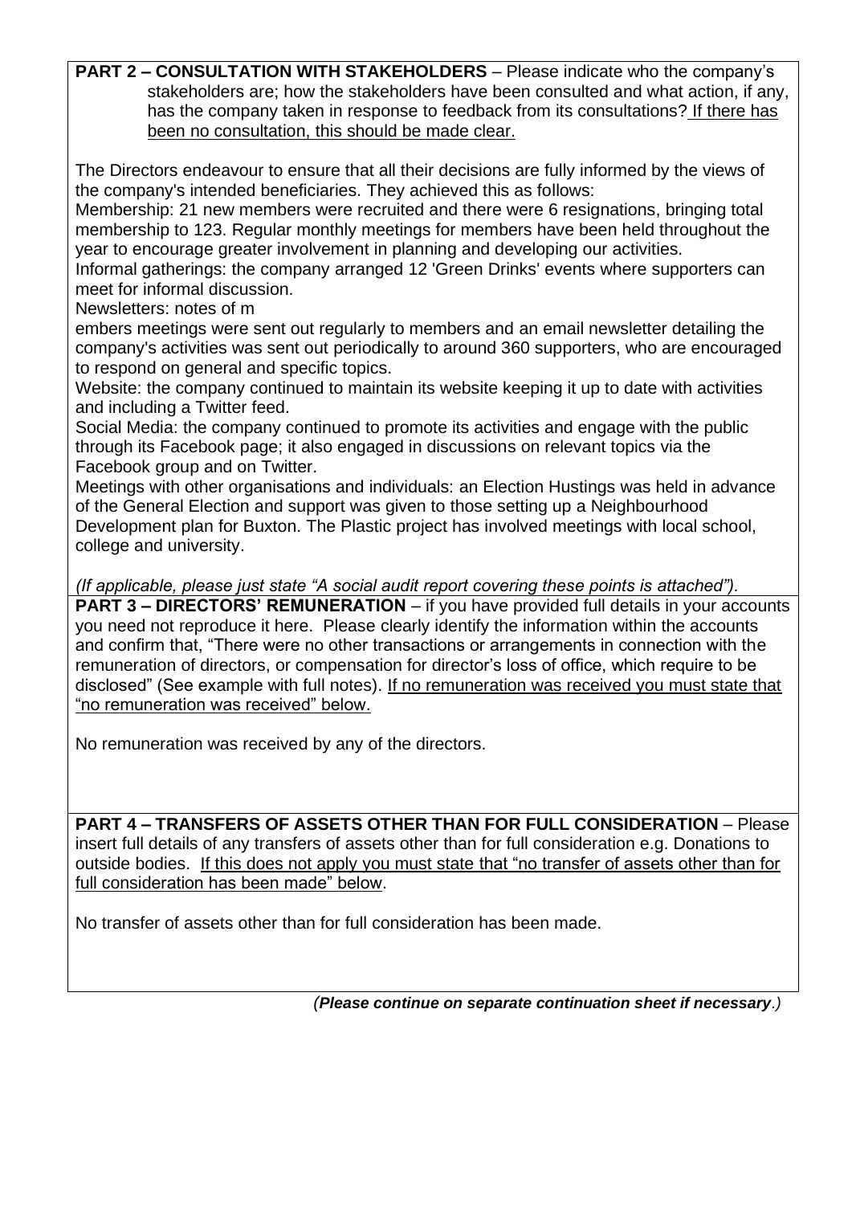**PART 2 – CONSULTATION WITH STAKEHOLDERS** – Please indicate who the company's stakeholders are; how the stakeholders have been consulted and what action, if any, has the company taken in response to feedback from its consultations? <u>If there has been no consultation, this should be made clear.</u>

The Directors endeavour to ensure that all their decisions are fully informed by the views of the company's intended beneficiaries. They achieved this as follows:

Membership: 21 new members were recruited and there were 6 resignations, bringing total membership to 123. Regular monthly meetings for members have been held throughout the year to encourage greater involvement in planning and developing our activities.

Informal gatherings: the company arranged 12 'Green Drinks' events where supporters can meet for informal discussion.

Newsletters: notes of m
embers meetings were sent out regularly to members and an email newsletter detailing the company's activities was sent out periodically to around 360 supporters, who are encouraged to respond on general and specific topics.

Website: the company continued to maintain its website keeping it up to date with activities and including a Twitter feed.

Social Media: the company continued to promote its activities and engage with the public through its Facebook page; it also engaged in discussions on relevant topics via the Facebook group and on Twitter.

Meetings with other organisations and individuals: an Election Hustings was held in advance of the General Election and support was given to those setting up a Neighbourhood Development plan for Buxton. The Plastic project has involved meetings with local school, college and university.

*(If applicable, please just state "A social audit report covering these points is attached").*

**PART 3 – DIRECTORS' REMUNERATION** – if you have provided full details in your accounts you need not reproduce it here. Please clearly identify the information within the accounts and confirm that, "There were no other transactions or arrangements in connection with the remuneration of directors, or compensation for director's loss of office, which require to be disclosed" (See example with full notes). <u>If no remuneration was received you must state that "no remuneration was received" below.</u>

No remuneration was received by any of the directors.

**PART 4 – TRANSFERS OF ASSETS OTHER THAN FOR FULL CONSIDERATION** – Please insert full details of any transfers of assets other than for full consideration e.g. Donations to outside bodies. <u>If this does not apply you must state that "no transfer of assets other than for full consideration has been made" below</u>.

No transfer of assets other than for full consideration has been made.

***(Please continue on separate continuation sheet if necessary.)***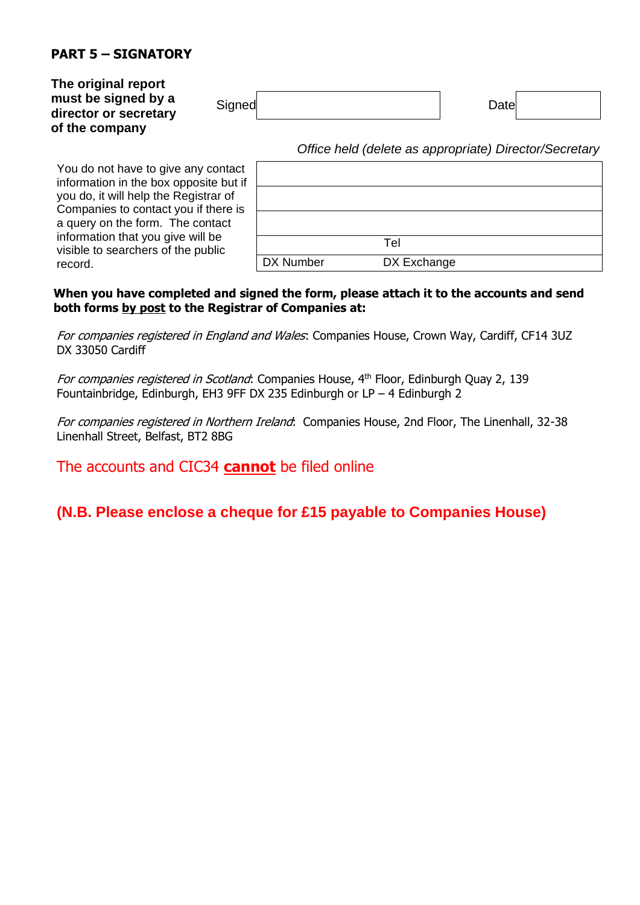## PART 5 – SIGNATORY

**The original report must be signed by a director or secretary of the company**

Signed Date

*Office held (delete as appropriate) Director/Secretary*

You do not have to give any contact information in the box opposite but if you do, it will help the Registrar of Companies to contact you if there is a query on the form. The contact information that you give will be visible to searchers of the public record.

| | |
|---|---|
| | |
| | |
| | |
| | Tel |
| DX Number | DX Exchange |

**When you have completed and signed the form, please attach it to the accounts and send both forms <u>by post</u> to the Registrar of Companies at:**

*For companies registered in England and Wales*: Companies House, Crown Way, Cardiff, CF14 3UZ DX 33050 Cardiff

*For companies registered in Scotland*: Companies House, 4th Floor, Edinburgh Quay 2, 139 Fountainbridge, Edinburgh, EH3 9FF DX 235 Edinburgh or LP – 4 Edinburgh 2

*For companies registered in Northern Ireland*: Companies House, 2nd Floor, The Linenhall, 32-38 Linenhall Street, Belfast, BT2 8BG

The accounts and CIC34 **<u>cannot</u>** be filed online

**(N.B. Please enclose a cheque for £15 payable to Companies House)**